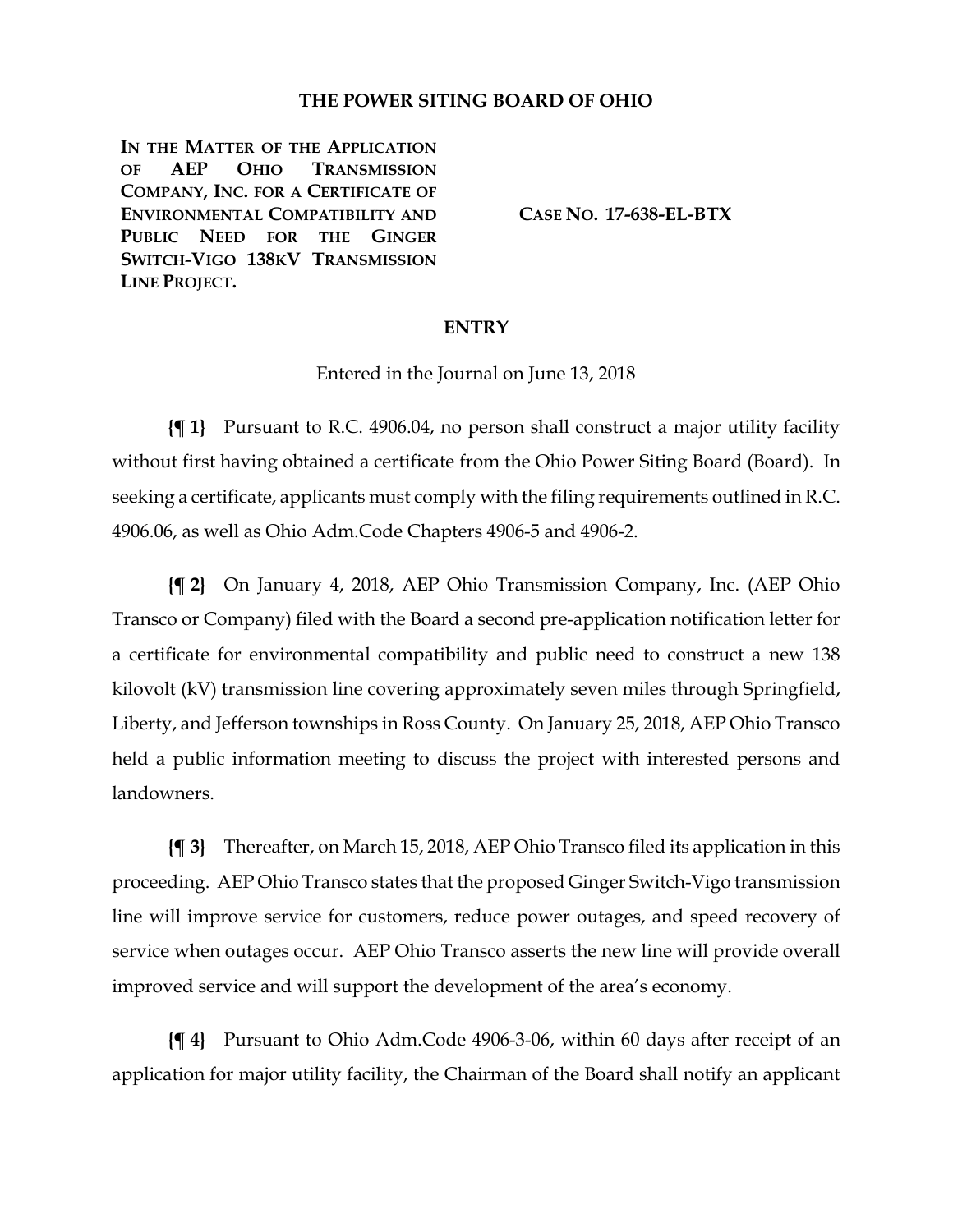# THE POWER SITING BOARD OF OHIO

**IN THE MATTER OF THE APPLICATION OF AEP OHIO TRANSMISSION COMPANY, INC. FOR A CERTIFICATE OF ENVIRONMENTAL COMPATIBILITY AND PUBLIC NEED FOR THE GINGER SWITCH-VIGO 138KV TRANSMISSION LINE PROJECT.**

**CASE NO. 17-638-EL-BTX**

## ENTRY

Entered in the Journal on June 13, 2018

**{¶ 1}** Pursuant to R.C. 4906.04, no person shall construct a major utility facility without first having obtained a certificate from the Ohio Power Siting Board (Board). In seeking a certificate, applicants must comply with the filing requirements outlined in R.C. 4906.06, as well as Ohio Adm.Code Chapters 4906-5 and 4906-2.

**{¶ 2}** On January 4, 2018, AEP Ohio Transmission Company, Inc. (AEP Ohio Transco or Company) filed with the Board a second pre-application notification letter for a certificate for environmental compatibility and public need to construct a new 138 kilovolt (kV) transmission line covering approximately seven miles through Springfield, Liberty, and Jefferson townships in Ross County. On January 25, 2018, AEP Ohio Transco held a public information meeting to discuss the project with interested persons and landowners.

**{¶ 3}** Thereafter, on March 15, 2018, AEP Ohio Transco filed its application in this proceeding. AEP Ohio Transco states that the proposed Ginger Switch-Vigo transmission line will improve service for customers, reduce power outages, and speed recovery of service when outages occur. AEP Ohio Transco asserts the new line will provide overall improved service and will support the development of the area's economy.

**{¶ 4}** Pursuant to Ohio Adm.Code 4906-3-06, within 60 days after receipt of an application for major utility facility, the Chairman of the Board shall notify an applicant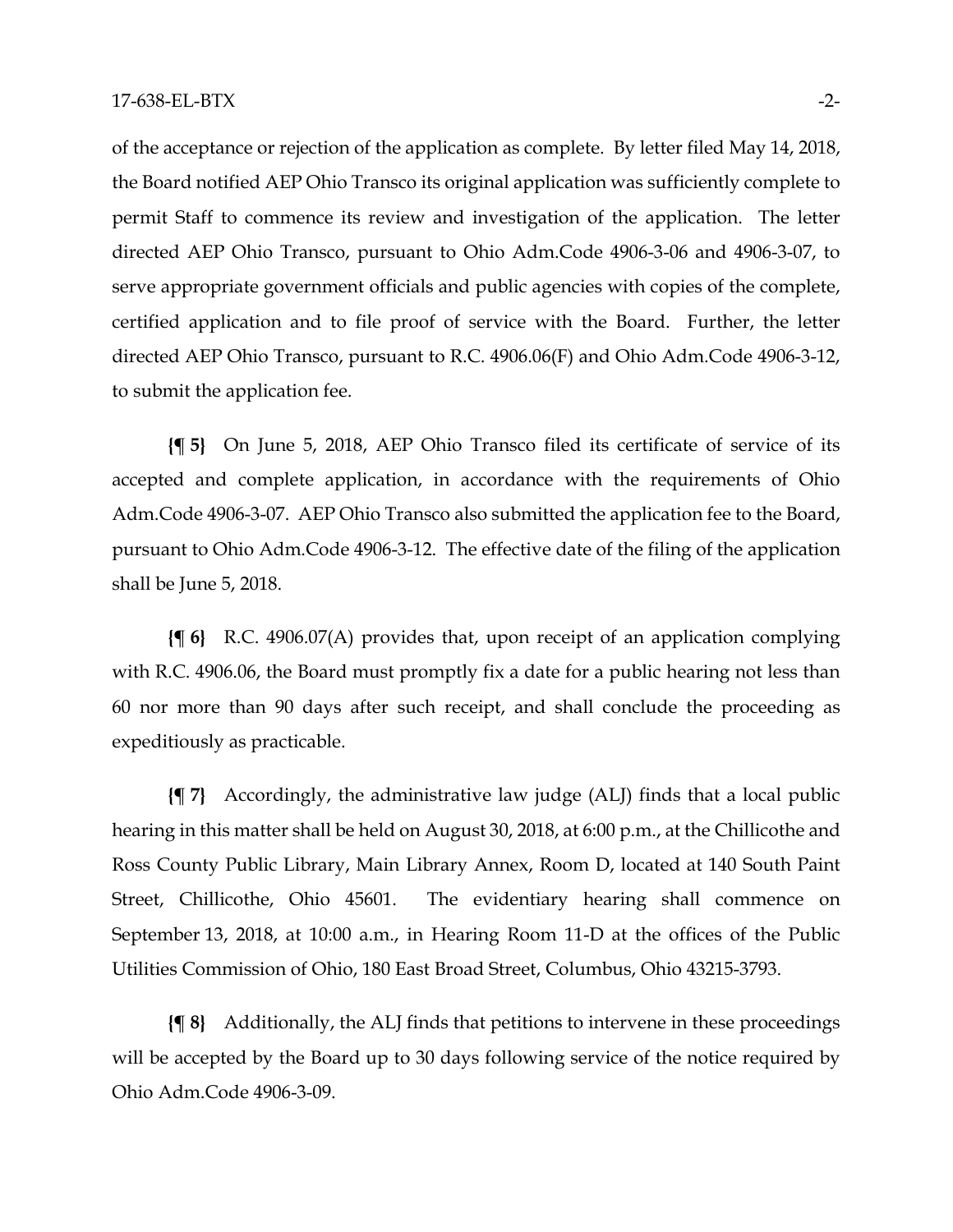of the acceptance or rejection of the application as complete. By letter filed May 14, 2018, the Board notified AEP Ohio Transco its original application was sufficiently complete to permit Staff to commence its review and investigation of the application. The letter directed AEP Ohio Transco, pursuant to Ohio Adm.Code 4906-3-06 and 4906-3-07, to serve appropriate government officials and public agencies with copies of the complete, certified application and to file proof of service with the Board. Further, the letter directed AEP Ohio Transco, pursuant to R.C. 4906.06(F) and Ohio Adm.Code 4906-3-12, to submit the application fee.

**{¶ 5}** On June 5, 2018, AEP Ohio Transco filed its certificate of service of its accepted and complete application, in accordance with the requirements of Ohio Adm.Code 4906-3-07. AEP Ohio Transco also submitted the application fee to the Board, pursuant to Ohio Adm.Code 4906-3-12. The effective date of the filing of the application shall be June 5, 2018.

**{¶ 6}** R.C. 4906.07(A) provides that, upon receipt of an application complying with R.C. 4906.06, the Board must promptly fix a date for a public hearing not less than 60 nor more than 90 days after such receipt, and shall conclude the proceeding as expeditiously as practicable.

**{¶ 7}** Accordingly, the administrative law judge (ALJ) finds that a local public hearing in this matter shall be held on August 30, 2018, at 6:00 p.m., at the Chillicothe and Ross County Public Library, Main Library Annex, Room D, located at 140 South Paint Street, Chillicothe, Ohio 45601. The evidentiary hearing shall commence on September 13, 2018, at 10:00 a.m., in Hearing Room 11-D at the offices of the Public Utilities Commission of Ohio, 180 East Broad Street, Columbus, Ohio 43215-3793.

**{¶ 8}** Additionally, the ALJ finds that petitions to intervene in these proceedings will be accepted by the Board up to 30 days following service of the notice required by Ohio Adm.Code 4906-3-09.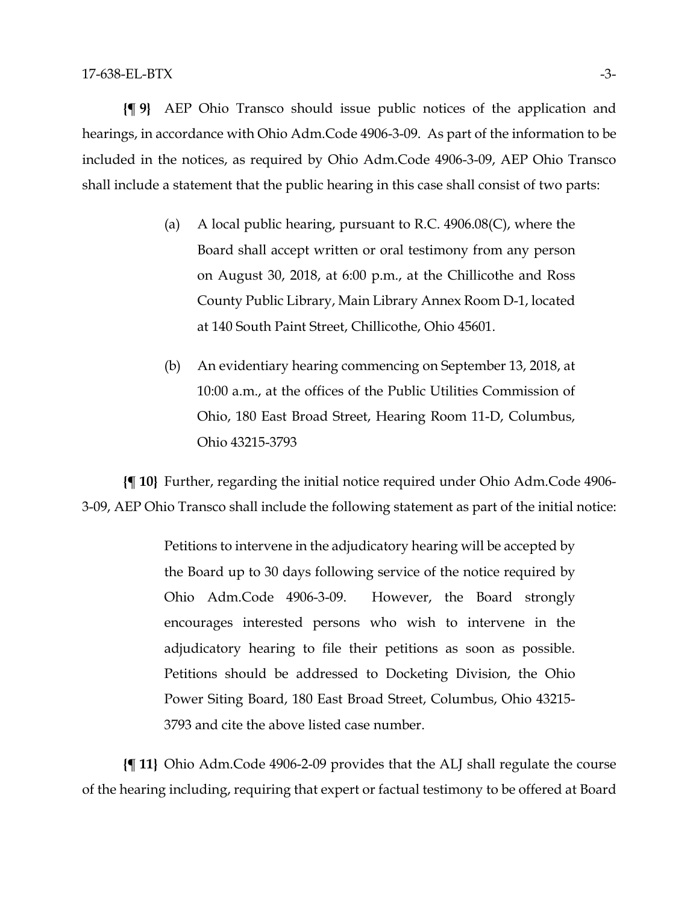**{¶ 9}** AEP Ohio Transco should issue public notices of the application and hearings, in accordance with Ohio Adm.Code 4906-3-09. As part of the information to be included in the notices, as required by Ohio Adm.Code 4906-3-09, AEP Ohio Transco shall include a statement that the public hearing in this case shall consist of two parts:

> (a) A local public hearing, pursuant to R.C. 4906.08(C), where the Board shall accept written or oral testimony from any person on August 30, 2018, at 6:00 p.m., at the Chillicothe and Ross County Public Library, Main Library Annex Room D-1, located at 140 South Paint Street, Chillicothe, Ohio 45601.
>
> (b) An evidentiary hearing commencing on September 13, 2018, at 10:00 a.m., at the offices of the Public Utilities Commission of Ohio, 180 East Broad Street, Hearing Room 11-D, Columbus, Ohio 43215-3793

**{¶ 10}** Further, regarding the initial notice required under Ohio Adm.Code 4906-3-09, AEP Ohio Transco shall include the following statement as part of the initial notice:

> Petitions to intervene in the adjudicatory hearing will be accepted by the Board up to 30 days following service of the notice required by Ohio Adm.Code 4906-3-09. However, the Board strongly encourages interested persons who wish to intervene in the adjudicatory hearing to file their petitions as soon as possible. Petitions should be addressed to Docketing Division, the Ohio Power Siting Board, 180 East Broad Street, Columbus, Ohio 43215-3793 and cite the above listed case number.

**{¶ 11}** Ohio Adm.Code 4906-2-09 provides that the ALJ shall regulate the course of the hearing including, requiring that expert or factual testimony to be offered at Board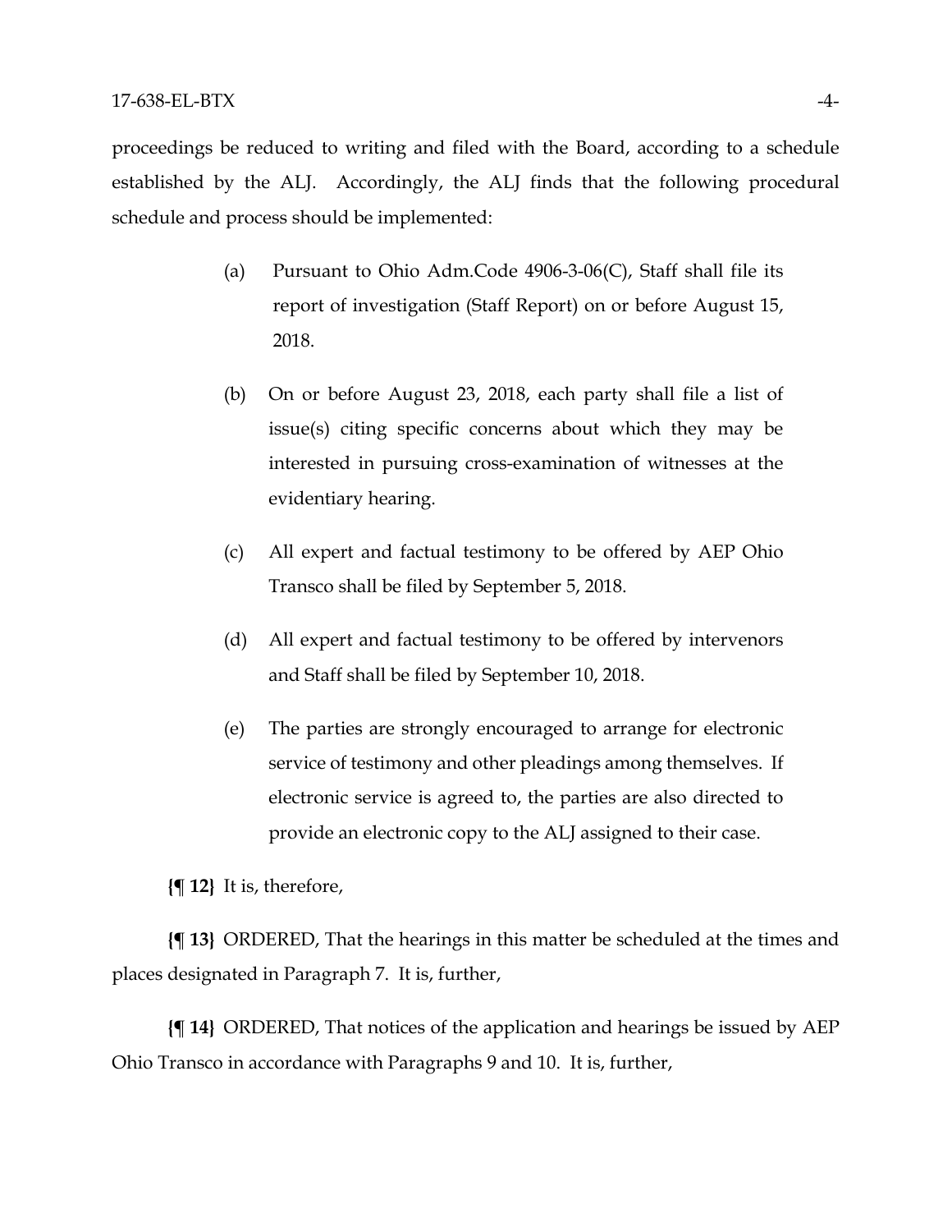proceedings be reduced to writing and filed with the Board, according to a schedule established by the ALJ. Accordingly, the ALJ finds that the following procedural schedule and process should be implemented:

(a) Pursuant to Ohio Adm.Code 4906-3-06(C), Staff shall file its report of investigation (Staff Report) on or before August 15, 2018.

(b) On or before August 23, 2018, each party shall file a list of issue(s) citing specific concerns about which they may be interested in pursuing cross-examination of witnesses at the evidentiary hearing.

(c) All expert and factual testimony to be offered by AEP Ohio Transco shall be filed by September 5, 2018.

(d) All expert and factual testimony to be offered by intervenors and Staff shall be filed by September 10, 2018.

(e) The parties are strongly encouraged to arrange for electronic service of testimony and other pleadings among themselves. If electronic service is agreed to, the parties are also directed to provide an electronic copy to the ALJ assigned to their case.

**{¶ 12}** It is, therefore,

**{¶ 13}** ORDERED, That the hearings in this matter be scheduled at the times and places designated in Paragraph 7. It is, further,

**{¶ 14}** ORDERED, That notices of the application and hearings be issued by AEP Ohio Transco in accordance with Paragraphs 9 and 10. It is, further,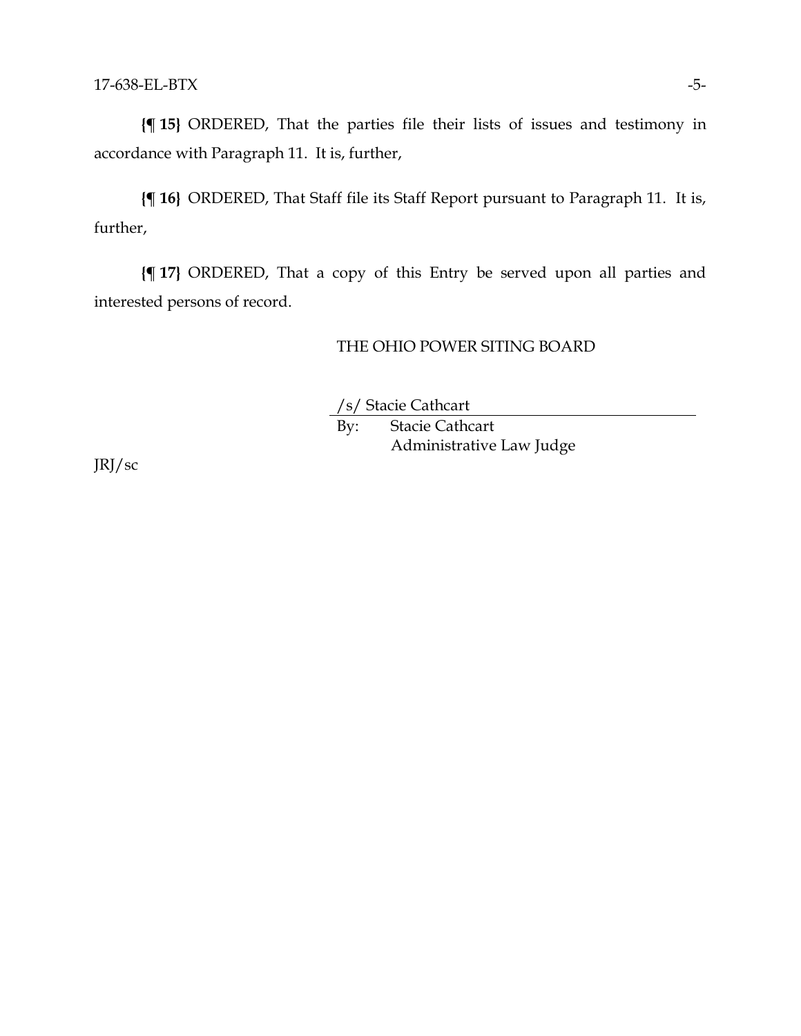**{¶ 15}** ORDERED, That the parties file their lists of issues and testimony in accordance with Paragraph 11. It is, further,

**{¶ 16}** ORDERED, That Staff file its Staff Report pursuant to Paragraph 11. It is, further,

**{¶ 17}** ORDERED, That a copy of this Entry be served upon all parties and interested persons of record.

THE OHIO POWER SITING BOARD

/s/ Stacie Cathcart

By: Stacie Cathcart
Administrative Law Judge

JRJ/sc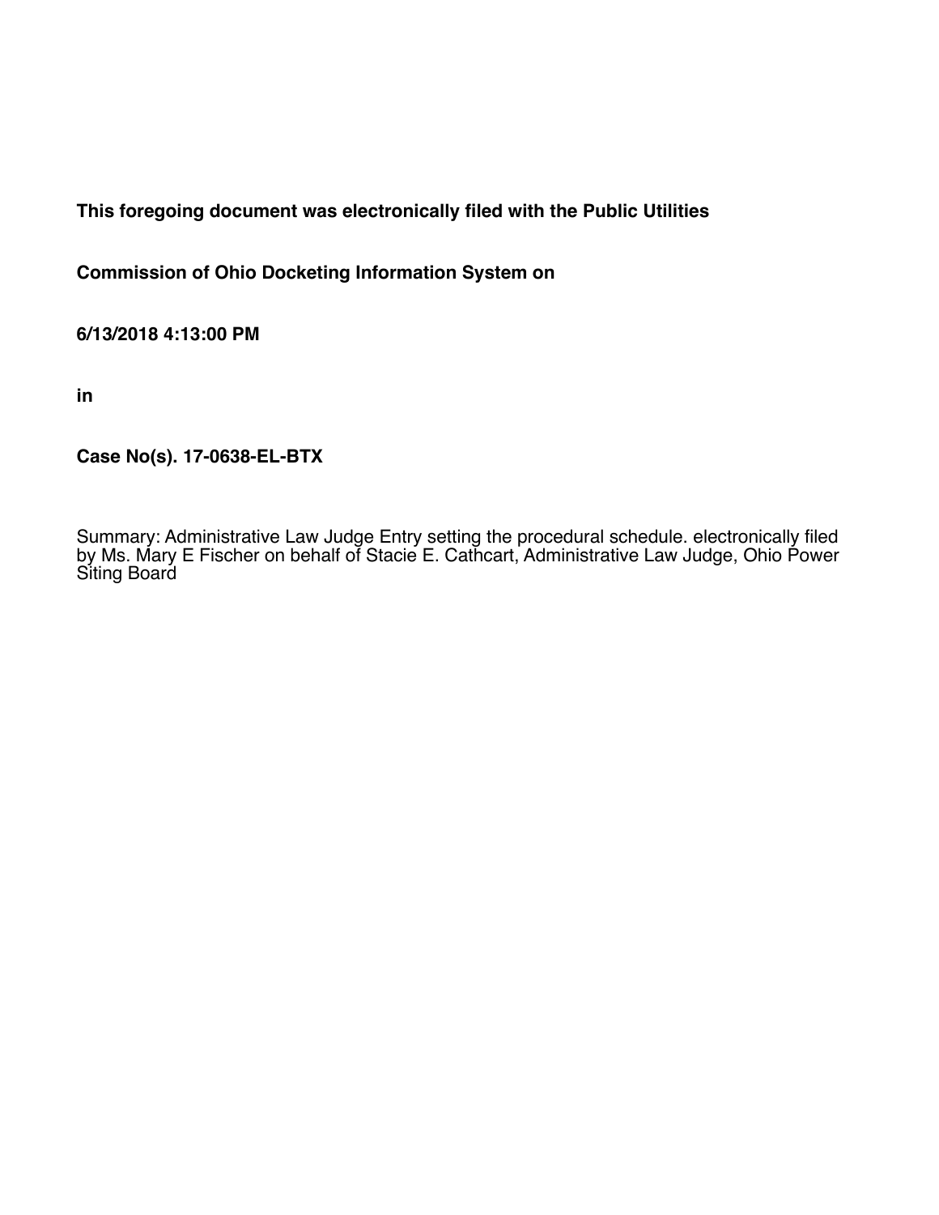**This foregoing document was electronically filed with the Public Utilities**

**Commission of Ohio Docketing Information System on**

**6/13/2018 4:13:00 PM**

**in**

**Case No(s). 17-0638-EL-BTX**

Summary: Administrative Law Judge Entry setting the procedural schedule. electronically filed by Ms. Mary E Fischer on behalf of Stacie E. Cathcart, Administrative Law Judge, Ohio Power Siting Board